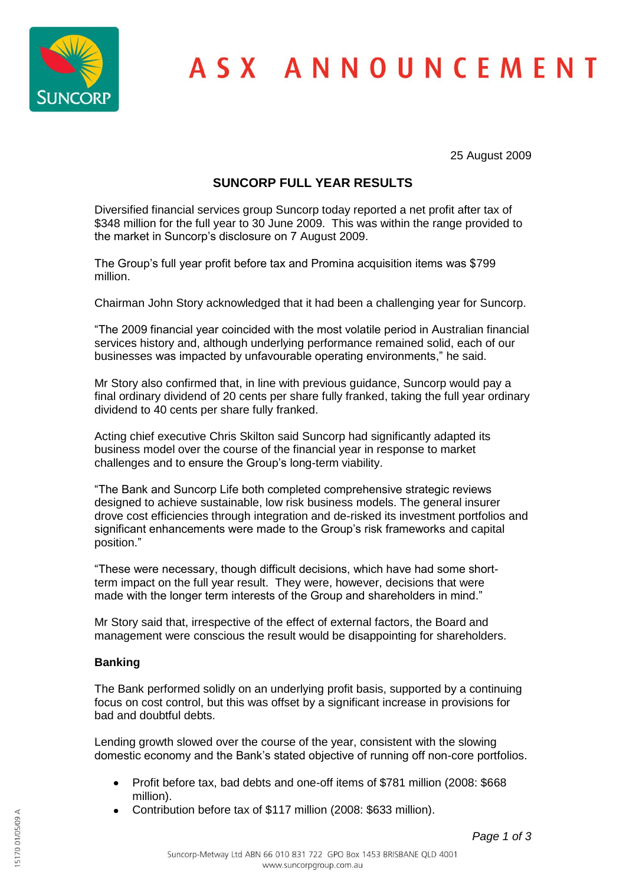# ASX ANNOUNCEMENT

25 August 2009

## SUNCORP FULL YEAR RESULTS

Diversified financial services group Suncorp today reported a net profit after tax of $348 million for the full year to 30 June 2009. This was within the range provided to the market in Suncorp's disclosure on 7 August 2009.

The Group's full year profit before tax and Promina acquisition items was $799 million.

Chairman John Story acknowledged that it had been a challenging year for Suncorp.

"The 2009 financial year coincided with the most volatile period in Australian financial services history and, although underlying performance remained solid, each of our businesses was impacted by unfavourable operating environments," he said.

Mr Story also confirmed that, in line with previous guidance, Suncorp would pay a final ordinary dividend of 20 cents per share fully franked, taking the full year ordinary dividend to 40 cents per share fully franked.

Acting chief executive Chris Skilton said Suncorp had significantly adapted its business model over the course of the financial year in response to market challenges and to ensure the Group's long-term viability.

"The Bank and Suncorp Life both completed comprehensive strategic reviews designed to achieve sustainable, low risk business models. The general insurer drove cost efficiencies through integration and de-risked its investment portfolios and significant enhancements were made to the Group's risk frameworks and capital position."

"These were necessary, though difficult decisions, which have had some short-term impact on the full year result. They were, however, decisions that were made with the longer term interests of the Group and shareholders in mind."

Mr Story said that, irrespective of the effect of external factors, the Board and management were conscious the result would be disappointing for shareholders.

### Banking

The Bank performed solidly on an underlying profit basis, supported by a continuing focus on cost control, but this was offset by a significant increase in provisions for bad and doubtful debts.

Lending growth slowed over the course of the year, consistent with the slowing domestic economy and the Bank's stated objective of running off non-core portfolios.

- Profit before tax, bad debts and one-off items of $781 million (2008: $668 million).
- Contribution before tax of $117 million (2008: $633 million).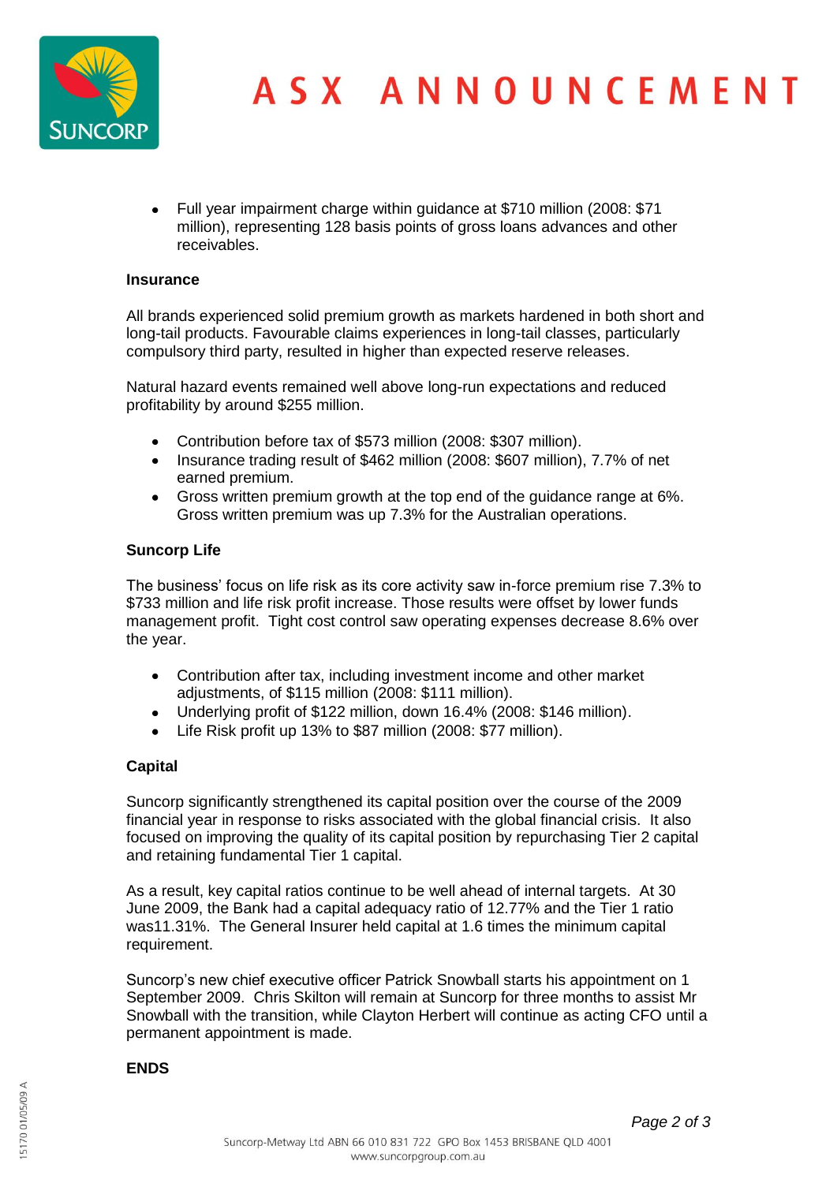- Full year impairment charge within guidance at $710 million (2008: $71 million), representing 128 basis points of gross loans advances and other receivables.

**Insurance**

All brands experienced solid premium growth as markets hardened in both short and long-tail products. Favourable claims experiences in long-tail classes, particularly compulsory third party, resulted in higher than expected reserve releases.

Natural hazard events remained well above long-run expectations and reduced profitability by around $255 million.

- Contribution before tax of $573 million (2008: $307 million).
- Insurance trading result of $462 million (2008: $607 million), 7.7% of net earned premium.
- Gross written premium growth at the top end of the guidance range at 6%. Gross written premium was up 7.3% for the Australian operations.

**Suncorp Life**

The business' focus on life risk as its core activity saw in-force premium rise 7.3% to $733 million and life risk profit increase. Those results were offset by lower funds management profit. Tight cost control saw operating expenses decrease 8.6% over the year.

- Contribution after tax, including investment income and other market adjustments, of $115 million (2008: $111 million).
- Underlying profit of $122 million, down 16.4% (2008: $146 million).
- Life Risk profit up 13% to $87 million (2008: $77 million).

**Capital**

Suncorp significantly strengthened its capital position over the course of the 2009 financial year in response to risks associated with the global financial crisis. It also focused on improving the quality of its capital position by repurchasing Tier 2 capital and retaining fundamental Tier 1 capital.

As a result, key capital ratios continue to be well ahead of internal targets. At 30 June 2009, the Bank had a capital adequacy ratio of 12.77% and the Tier 1 ratio was11.31%. The General Insurer held capital at 1.6 times the minimum capital requirement.

Suncorp's new chief executive officer Patrick Snowball starts his appointment on 1 September 2009. Chris Skilton will remain at Suncorp for three months to assist Mr Snowball with the transition, while Clayton Herbert will continue as acting CFO until a permanent appointment is made.

**ENDS**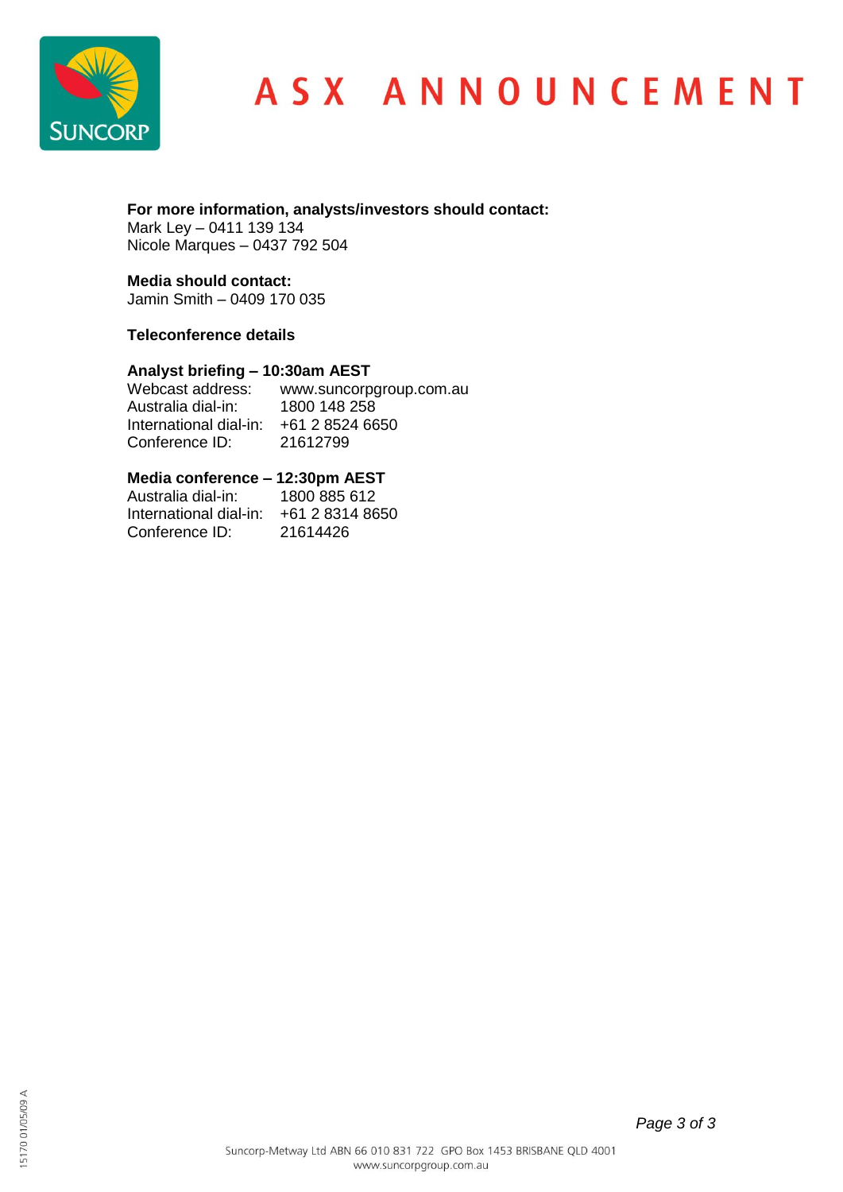**For more information, analysts/investors should contact:**
Mark Ley – 0411 139 134
Nicole Marques – 0437 792 504

**Media should contact:**
Jamin Smith – 0409 170 035

**Teleconference details**

**Analyst briefing – 10:30am AEST**

| | |
|---|---|
| Webcast address: | www.suncorpgroup.com.au |
| Australia dial-in: | 1800 148 258 |
| International dial-in: | +61 2 8524 6650 |
| Conference ID: | 21612799 |

**Media conference – 12:30pm AEST**

| | |
|---|---|
| Australia dial-in: | 1800 885 612 |
| International dial-in: | +61 2 8314 8650 |
| Conference ID: | 21614426 |